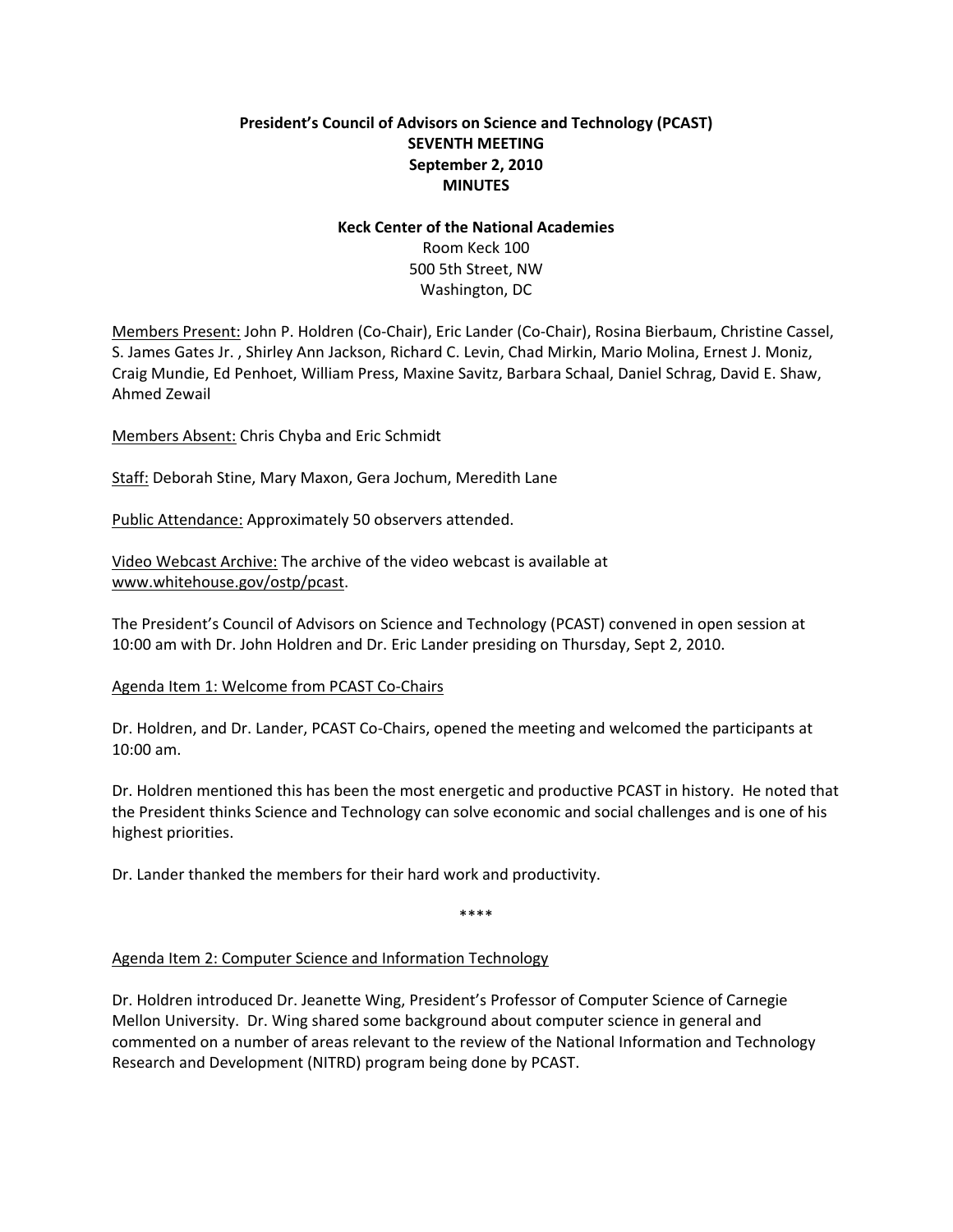**President's Council of Advisors on Science and Technology (PCAST)**
**SEVENTH MEETING**
**September 2, 2010**
**MINUTES**

**Keck Center of the National Academies**
Room Keck 100
500 5th Street, NW
Washington, DC

Members Present: John P. Holdren (Co-Chair), Eric Lander (Co-Chair), Rosina Bierbaum, Christine Cassel, S. James Gates Jr. , Shirley Ann Jackson, Richard C. Levin, Chad Mirkin, Mario Molina, Ernest J. Moniz, Craig Mundie, Ed Penhoet, William Press, Maxine Savitz, Barbara Schaal, Daniel Schrag, David E. Shaw, Ahmed Zewail

Members Absent: Chris Chyba and Eric Schmidt

Staff: Deborah Stine, Mary Maxon, Gera Jochum, Meredith Lane

Public Attendance: Approximately 50 observers attended.

Video Webcast Archive: The archive of the video webcast is available at www.whitehouse.gov/ostp/pcast.

The President's Council of Advisors on Science and Technology (PCAST) convened in open session at 10:00 am with Dr. John Holdren and Dr. Eric Lander presiding on Thursday, Sept 2, 2010.

Agenda Item 1: Welcome from PCAST Co-Chairs

Dr. Holdren, and Dr. Lander, PCAST Co-Chairs, opened the meeting and welcomed the participants at 10:00 am.

Dr. Holdren mentioned this has been the most energetic and productive PCAST in history. He noted that the President thinks Science and Technology can solve economic and social challenges and is one of his highest priorities.

Dr. Lander thanked the members for their hard work and productivity.

****

Agenda Item 2: Computer Science and Information Technology

Dr. Holdren introduced Dr. Jeanette Wing, President's Professor of Computer Science of Carnegie Mellon University. Dr. Wing shared some background about computer science in general and commented on a number of areas relevant to the review of the National Information and Technology Research and Development (NITRD) program being done by PCAST.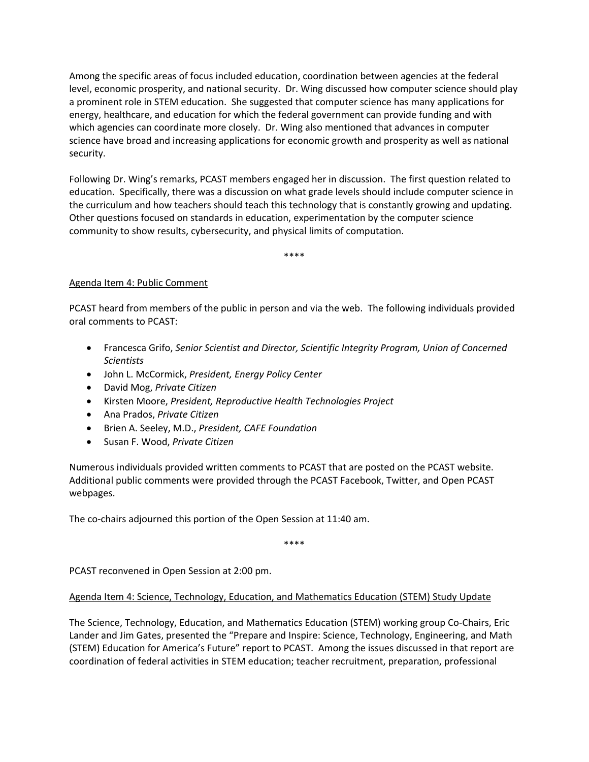Among the specific areas of focus included education, coordination between agencies at the federal level, economic prosperity, and national security. Dr. Wing discussed how computer science should play a prominent role in STEM education. She suggested that computer science has many applications for energy, healthcare, and education for which the federal government can provide funding and with which agencies can coordinate more closely. Dr. Wing also mentioned that advances in computer science have broad and increasing applications for economic growth and prosperity as well as national security.

Following Dr. Wing's remarks, PCAST members engaged her in discussion. The first question related to education. Specifically, there was a discussion on what grade levels should include computer science in the curriculum and how teachers should teach this technology that is constantly growing and updating. Other questions focused on standards in education, experimentation by the computer science community to show results, cybersecurity, and physical limits of computation.

****

Agenda Item 4: Public Comment

PCAST heard from members of the public in person and via the web. The following individuals provided oral comments to PCAST:

- Francesca Grifo, *Senior Scientist and Director, Scientific Integrity Program, Union of Concerned Scientists*
- John L. McCormick, *President, Energy Policy Center*
- David Mog, *Private Citizen*
- Kirsten Moore, *President, Reproductive Health Technologies Project*
- Ana Prados, *Private Citizen*
- Brien A. Seeley, M.D., *President, CAFE Foundation*
- Susan F. Wood, *Private Citizen*

Numerous individuals provided written comments to PCAST that are posted on the PCAST website. Additional public comments were provided through the PCAST Facebook, Twitter, and Open PCAST webpages.

The co-chairs adjourned this portion of the Open Session at 11:40 am.

****

PCAST reconvened in Open Session at 2:00 pm.

Agenda Item 4: Science, Technology, Education, and Mathematics Education (STEM) Study Update

The Science, Technology, Education, and Mathematics Education (STEM) working group Co-Chairs, Eric Lander and Jim Gates, presented the "Prepare and Inspire: Science, Technology, Engineering, and Math (STEM) Education for America's Future" report to PCAST. Among the issues discussed in that report are coordination of federal activities in STEM education; teacher recruitment, preparation, professional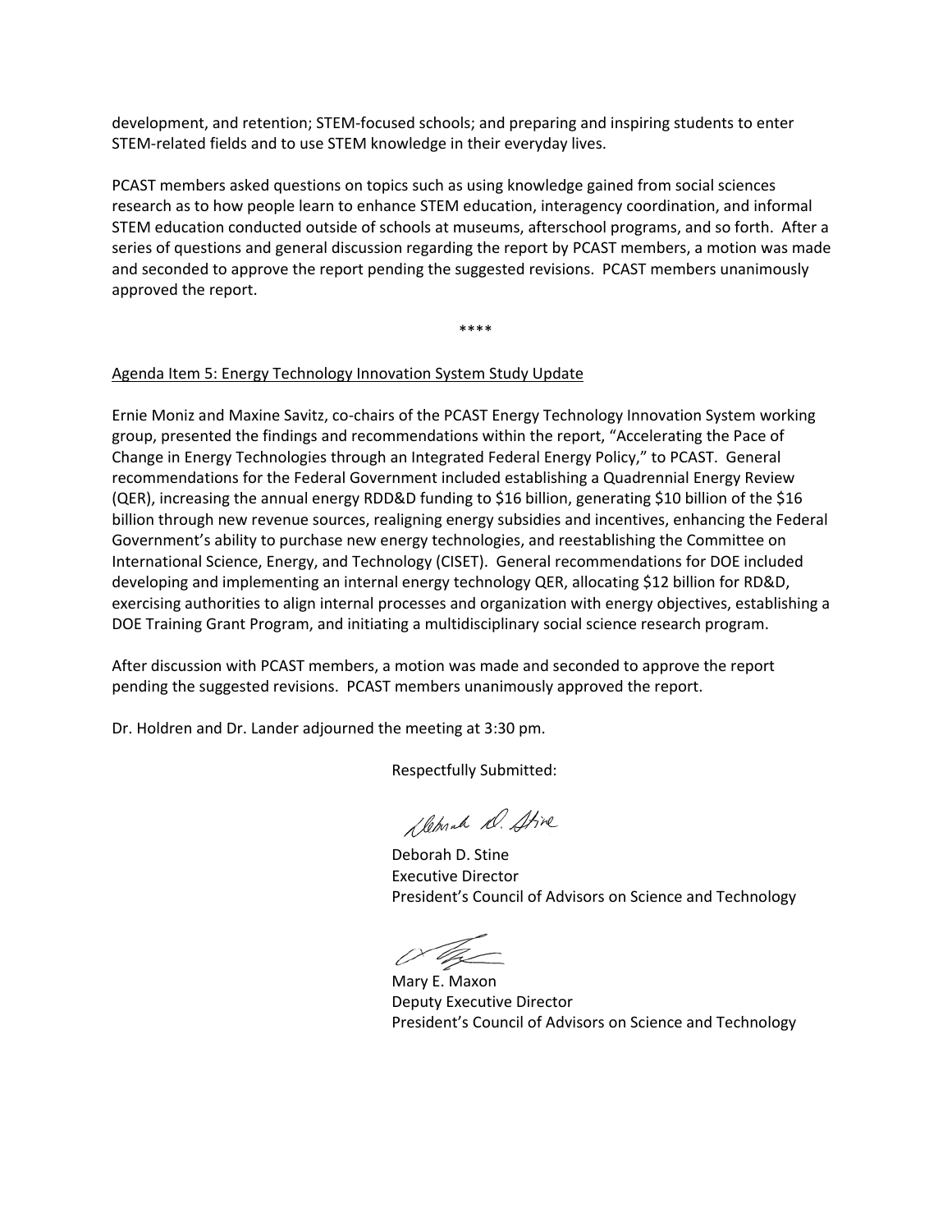development, and retention; STEM-focused schools; and preparing and inspiring students to enter STEM-related fields and to use STEM knowledge in their everyday lives.

PCAST members asked questions on topics such as using knowledge gained from social sciences research as to how people learn to enhance STEM education, interagency coordination, and informal STEM education conducted outside of schools at museums, afterschool programs, and so forth. After a series of questions and general discussion regarding the report by PCAST members, a motion was made and seconded to approve the report pending the suggested revisions. PCAST members unanimously approved the report.

****

<u>Agenda Item 5: Energy Technology Innovation System Study Update</u>

Ernie Moniz and Maxine Savitz, co-chairs of the PCAST Energy Technology Innovation System working group, presented the findings and recommendations within the report, "Accelerating the Pace of Change in Energy Technologies through an Integrated Federal Energy Policy," to PCAST. General recommendations for the Federal Government included establishing a Quadrennial Energy Review (QER), increasing the annual energy RDD&D funding to $16 billion, generating $10 billion of the $16 billion through new revenue sources, realigning energy subsidies and incentives, enhancing the Federal Government's ability to purchase new energy technologies, and reestablishing the Committee on International Science, Energy, and Technology (CISET). General recommendations for DOE included developing and implementing an internal energy technology QER, allocating $12 billion for RD&D, exercising authorities to align internal processes and organization with energy objectives, establishing a DOE Training Grant Program, and initiating a multidisciplinary social science research program.

After discussion with PCAST members, a motion was made and seconded to approve the report pending the suggested revisions. PCAST members unanimously approved the report.

Dr. Holdren and Dr. Lander adjourned the meeting at 3:30 pm.

Respectfully Submitted:

Deborah D. Stine
Executive Director
President's Council of Advisors on Science and Technology

Mary E. Maxon
Deputy Executive Director
President's Council of Advisors on Science and Technology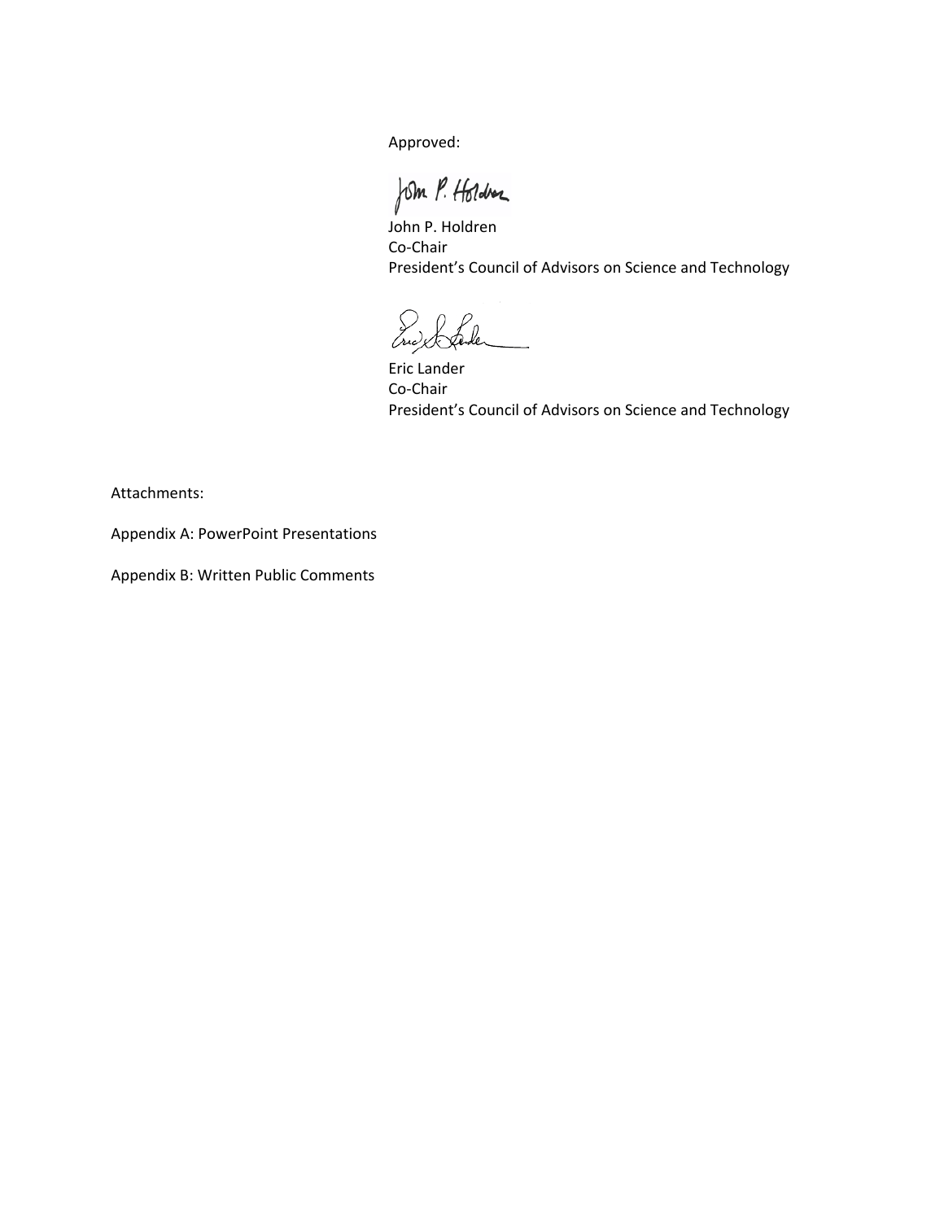Approved:

John P. Holdren
Co-Chair
President's Council of Advisors on Science and Technology

Eric Lander
Co-Chair
President's Council of Advisors on Science and Technology

Attachments:

Appendix A: PowerPoint Presentations

Appendix B: Written Public Comments